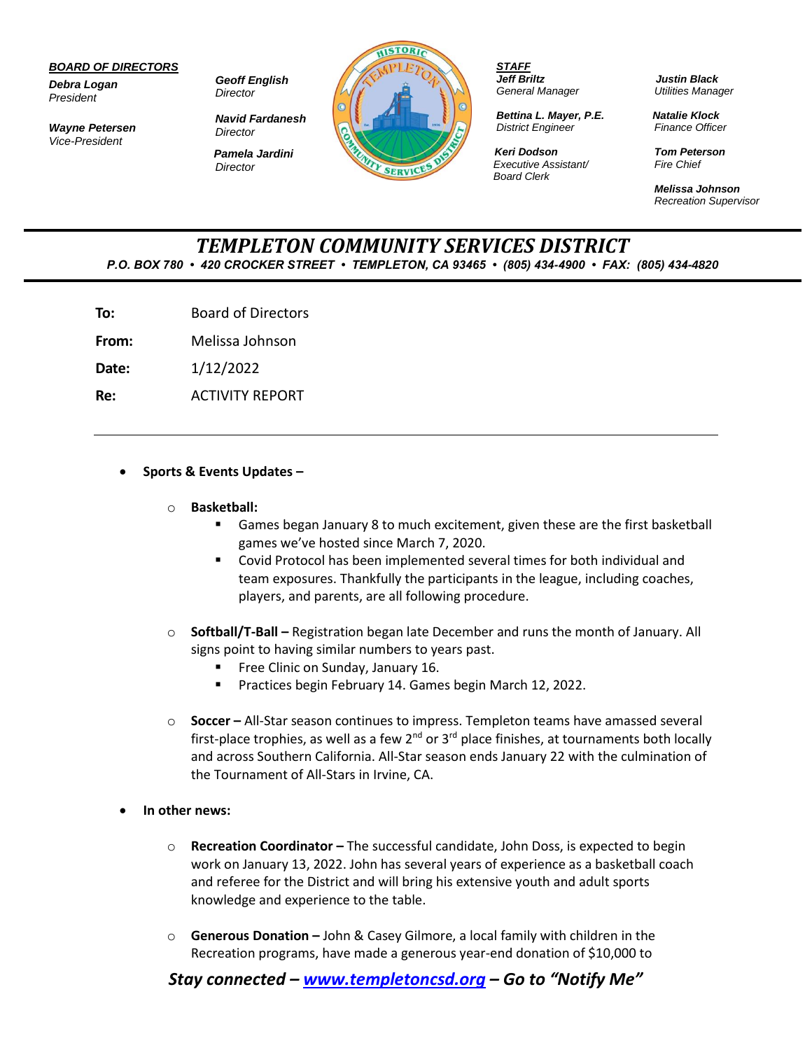***BOARD OF DIRECTORS***

***Debra Logan***
*President*

***Wayne Petersen***
*Vice-President*

***Geoff English***
*Director*

***Navid Fardanesh***
*Director*

***Pamela Jardini***
*Director*

***STAFF***

***Jeff Briltz***
*General Manager*

***Bettina L. Mayer, P.E.***
*District Engineer*

***Keri Dodson***
*Executive Assistant/ Board Clerk*

***Justin Black***
*Utilities Manager*

***Natalie Klock***
*Finance Officer*

***Tom Peterson***
*Fire Chief*

***Melissa Johnson***
*Recreation Supervisor*

# *TEMPLETON COMMUNITY SERVICES DISTRICT*

***P.O. BOX 780 • 420 CROCKER STREET • TEMPLETON, CA 93465 • (805) 434-4900 • FAX: (805) 434-4820***

**To:** Board of Directors

**From:** Melissa Johnson

**Date:** 1/12/2022

**Re:** ACTIVITY REPORT

---

- **Sports & Events Updates –**
  - **Basketball:**
    - Games began January 8 to much excitement, given these are the first basketball games we've hosted since March 7, 2020.
    - Covid Protocol has been implemented several times for both individual and team exposures. Thankfully the participants in the league, including coaches, players, and parents, are all following procedure.
  - **Softball/T-Ball –** Registration began late December and runs the month of January. All signs point to having similar numbers to years past.
    - Free Clinic on Sunday, January 16.
    - Practices begin February 14. Games begin March 12, 2022.
  - **Soccer –** All-Star season continues to impress. Templeton teams have amassed several first-place trophies, as well as a few 2nd or 3rd place finishes, at tournaments both locally and across Southern California. All-Star season ends January 22 with the culmination of the Tournament of All-Stars in Irvine, CA.
- **In other news:**
  - **Recreation Coordinator –** The successful candidate, John Doss, is expected to begin work on January 13, 2022. John has several years of experience as a basketball coach and referee for the District and will bring his extensive youth and adult sports knowledge and experience to the table.
  - **Generous Donation –** John & Casey Gilmore, a local family with children in the Recreation programs, have made a generous year-end donation of $10,000 to

***Stay connected – [www.templetoncsd.org](http://www.templetoncsd.org) – Go to "Notify Me"***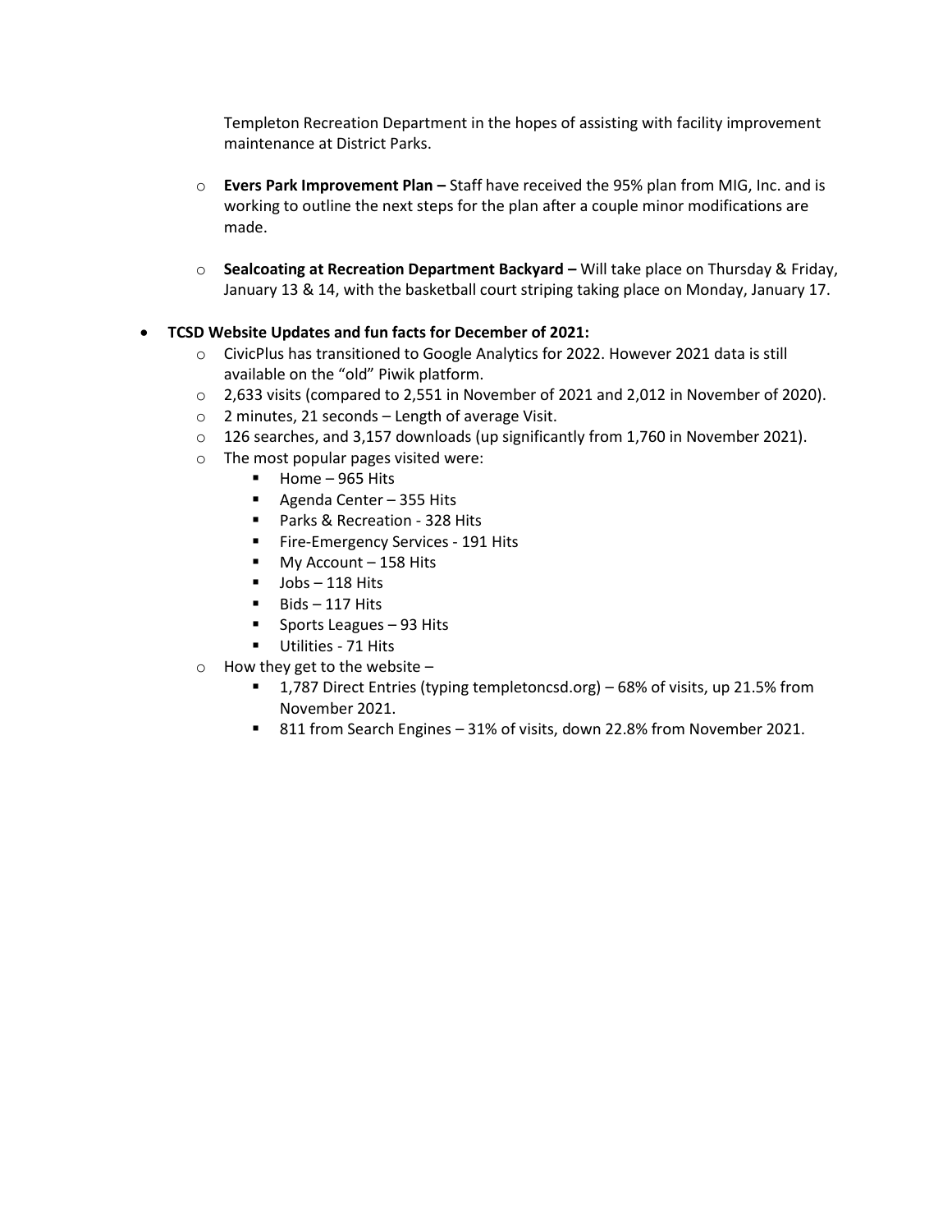Templeton Recreation Department in the hopes of assisting with facility improvement maintenance at District Parks.

- **Evers Park Improvement Plan –** Staff have received the 95% plan from MIG, Inc. and is working to outline the next steps for the plan after a couple minor modifications are made.

- **Sealcoating at Recreation Department Backyard –** Will take place on Thursday & Friday, January 13 & 14, with the basketball court striping taking place on Monday, January 17.

- **TCSD Website Updates and fun facts for December of 2021:**
  - CivicPlus has transitioned to Google Analytics for 2022. However 2021 data is still available on the "old" Piwik platform.
  - 2,633 visits (compared to 2,551 in November of 2021 and 2,012 in November of 2020).
  - 2 minutes, 21 seconds – Length of average Visit.
  - 126 searches, and 3,157 downloads (up significantly from 1,760 in November 2021).
  - The most popular pages visited were:
    - Home – 965 Hits
    - Agenda Center – 355 Hits
    - Parks & Recreation - 328 Hits
    - Fire-Emergency Services - 191 Hits
    - My Account – 158 Hits
    - Jobs – 118 Hits
    - Bids – 117 Hits
    - Sports Leagues – 93 Hits
    - Utilities - 71 Hits
  - How they get to the website –
    - 1,787 Direct Entries (typing templetoncsd.org) – 68% of visits, up 21.5% from November 2021.
    - 811 from Search Engines – 31% of visits, down 22.8% from November 2021.